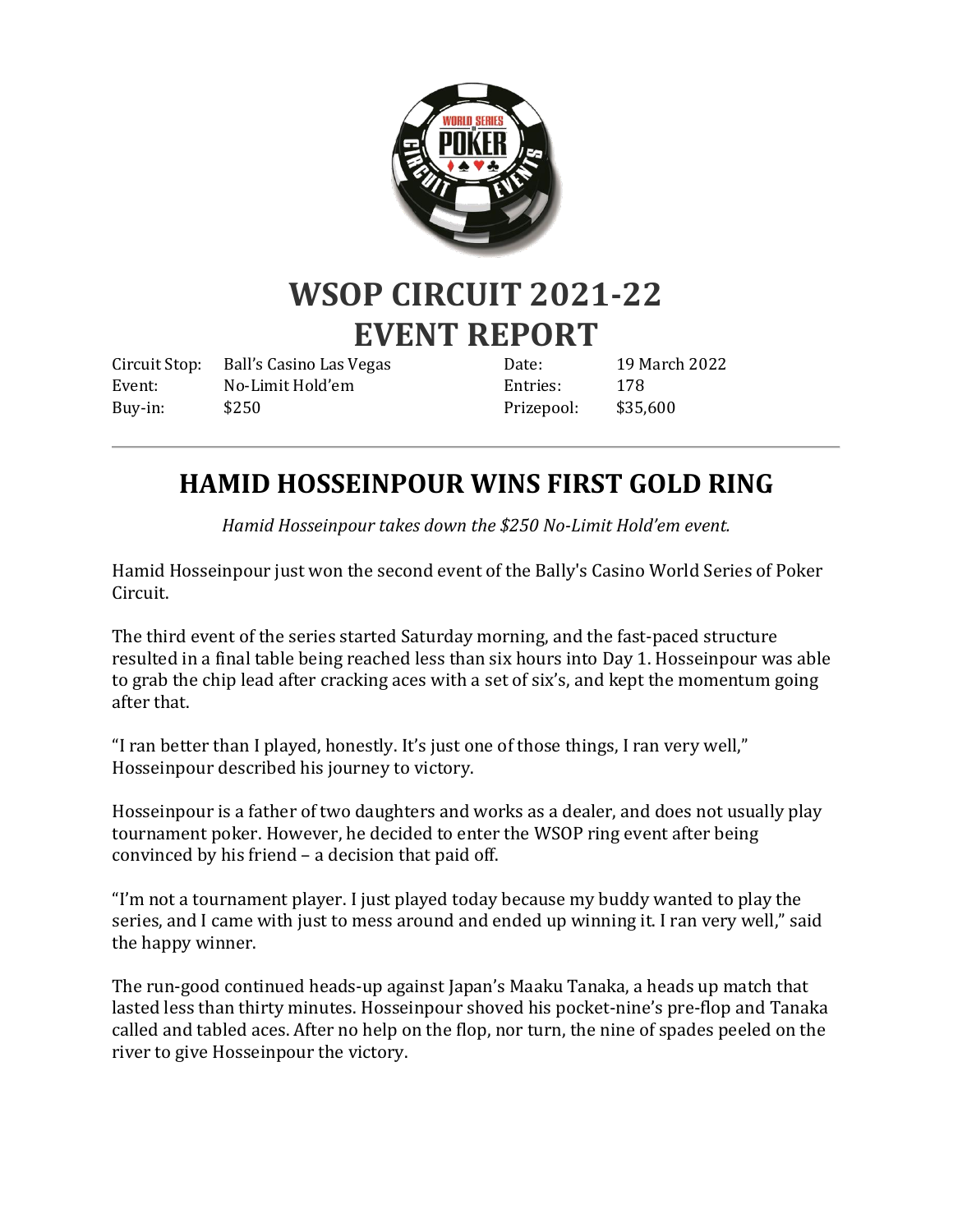# WSOP CIRCUIT 2021-22
# EVENT REPORT

| | | | |
|---|---|---|---|
| Circuit Stop: | Ball's Casino Las Vegas | Date: | 19 March 2022 |
| Event: | No-Limit Hold'em | Entries: | 178 |
| Buy-in: | $250 | Prizepool: | $35,600 |

---

## HAMID HOSSEINPOUR WINS FIRST GOLD RING

*Hamid Hosseinpour takes down the $250 No-Limit Hold'em event.*

Hamid Hosseinpour just won the second event of the Bally's Casino World Series of Poker Circuit.

The third event of the series started Saturday morning, and the fast-paced structure resulted in a final table being reached less than six hours into Day 1. Hosseinpour was able to grab the chip lead after cracking aces with a set of six's, and kept the momentum going after that.

"I ran better than I played, honestly. It's just one of those things, I ran very well," Hosseinpour described his journey to victory.

Hosseinpour is a father of two daughters and works as a dealer, and does not usually play tournament poker. However, he decided to enter the WSOP ring event after being convinced by his friend – a decision that paid off.

"I'm not a tournament player. I just played today because my buddy wanted to play the series, and I came with just to mess around and ended up winning it. I ran very well," said the happy winner.

The run-good continued heads-up against Japan's Maaku Tanaka, a heads up match that lasted less than thirty minutes. Hosseinpour shoved his pocket-nine's pre-flop and Tanaka called and tabled aces. After no help on the flop, nor turn, the nine of spades peeled on the river to give Hosseinpour the victory.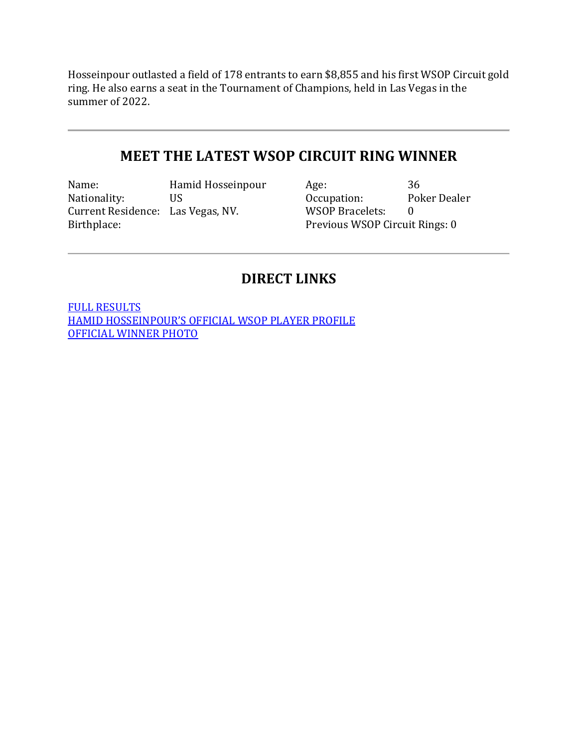Hosseinpour outlasted a field of 178 entrants to earn $8,855 and his first WSOP Circuit gold ring. He also earns a seat in the Tournament of Champions, held in Las Vegas in the summer of 2022.

---

## MEET THE LATEST WSOP CIRCUIT RING WINNER

| | | | |
|---|---|---|---|
| Name: | Hamid Hosseinpour | Age: | 36 |
| Nationality: | US | Occupation: | Poker Dealer |
| Current Residence: | Las Vegas, NV. | WSOP Bracelets: | 0 |
| Birthplace: | | Previous WSOP Circuit Rings: | 0 |

---

## DIRECT LINKS

FULL RESULTS
HAMID HOSSEINPOUR'S OFFICIAL WSOP PLAYER PROFILE
OFFICIAL WINNER PHOTO